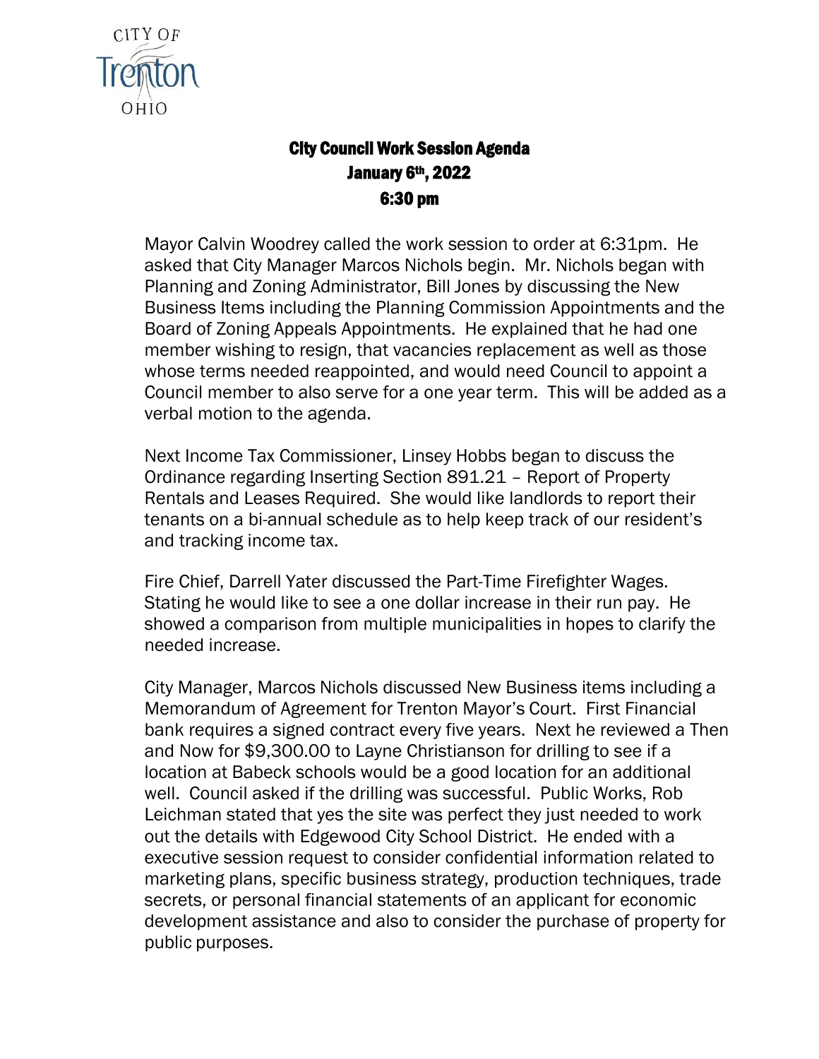CITY OF Trenton OHIO

## City Council Work Session Agenda
## January 6th, 2022
## 6:30 pm

Mayor Calvin Woodrey called the work session to order at 6:31pm. He asked that City Manager Marcos Nichols begin. Mr. Nichols began with Planning and Zoning Administrator, Bill Jones by discussing the New Business Items including the Planning Commission Appointments and the Board of Zoning Appeals Appointments. He explained that he had one member wishing to resign, that vacancies replacement as well as those whose terms needed reappointed, and would need Council to appoint a Council member to also serve for a one year term. This will be added as a verbal motion to the agenda.

Next Income Tax Commissioner, Linsey Hobbs began to discuss the Ordinance regarding Inserting Section 891.21 – Report of Property Rentals and Leases Required. She would like landlords to report their tenants on a bi-annual schedule as to help keep track of our resident's and tracking income tax.

Fire Chief, Darrell Yater discussed the Part-Time Firefighter Wages. Stating he would like to see a one dollar increase in their run pay. He showed a comparison from multiple municipalities in hopes to clarify the needed increase.

City Manager, Marcos Nichols discussed New Business items including a Memorandum of Agreement for Trenton Mayor's Court. First Financial bank requires a signed contract every five years. Next he reviewed a Then and Now for $9,300.00 to Layne Christianson for drilling to see if a location at Babeck schools would be a good location for an additional well. Council asked if the drilling was successful. Public Works, Rob Leichman stated that yes the site was perfect they just needed to work out the details with Edgewood City School District. He ended with a executive session request to consider confidential information related to marketing plans, specific business strategy, production techniques, trade secrets, or personal financial statements of an applicant for economic development assistance and also to consider the purchase of property for public purposes.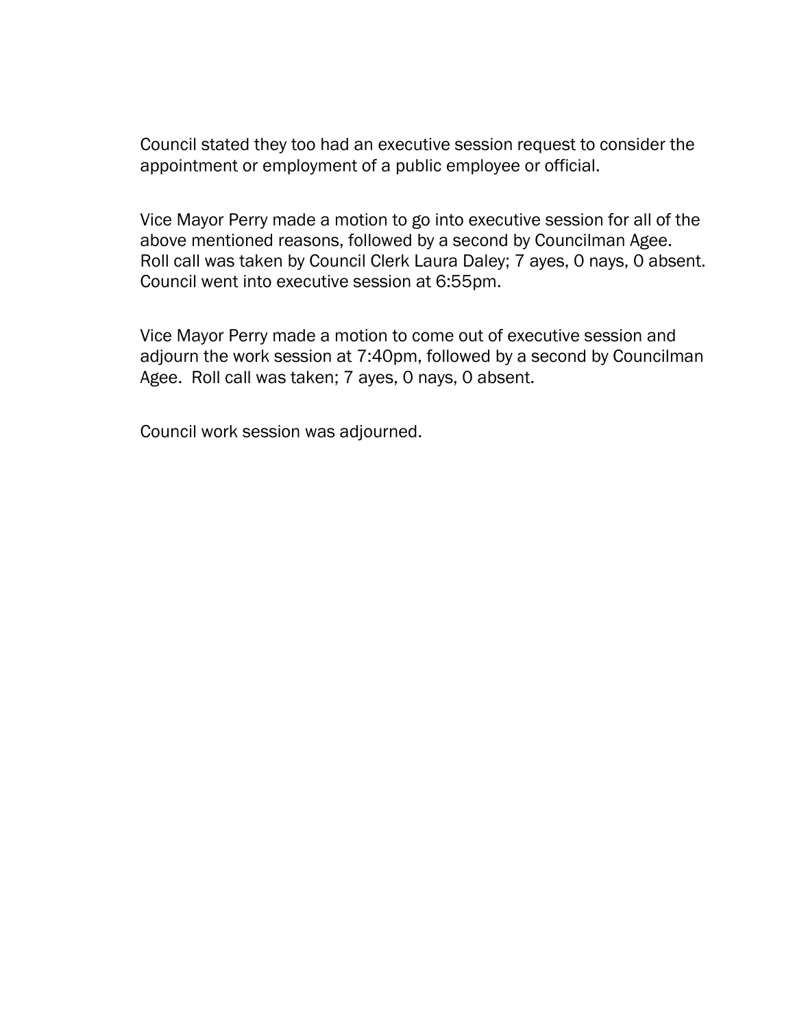Council stated they too had an executive session request to consider the appointment or employment of a public employee or official.

Vice Mayor Perry made a motion to go into executive session for all of the above mentioned reasons, followed by a second by Councilman Agee. Roll call was taken by Council Clerk Laura Daley; 7 ayes, 0 nays, 0 absent. Council went into executive session at 6:55pm.

Vice Mayor Perry made a motion to come out of executive session and adjourn the work session at 7:40pm, followed by a second by Councilman Agee. Roll call was taken; 7 ayes, 0 nays, 0 absent.

Council work session was adjourned.